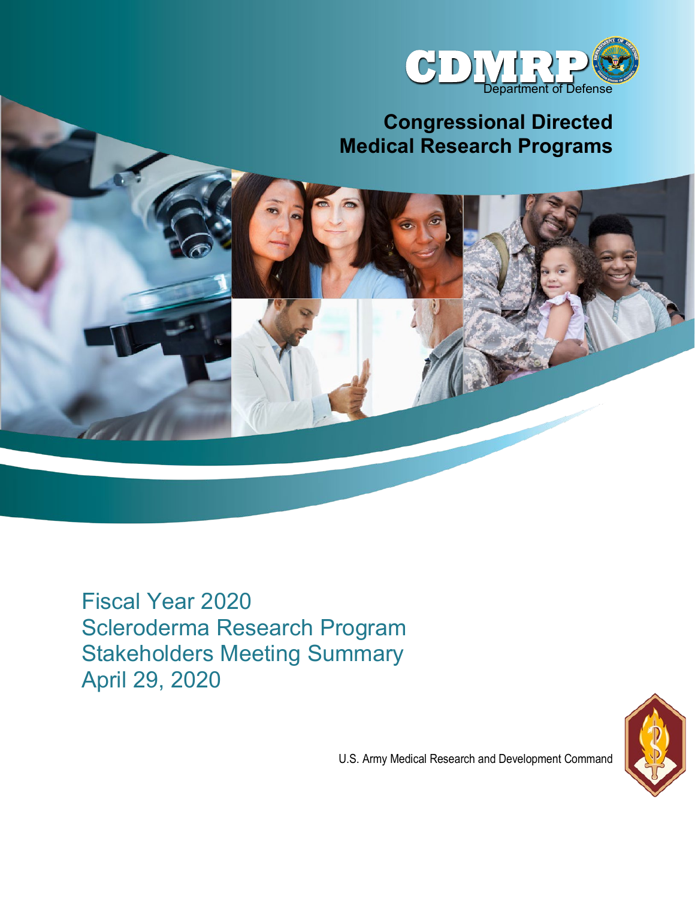CDMRP
Department of Defense

# Congressional Directed Medical Research Programs

## Fiscal Year 2020
## Scleroderma Research Program
## Stakeholders Meeting Summary
## April 29, 2020

U.S. Army Medical Research and Development Command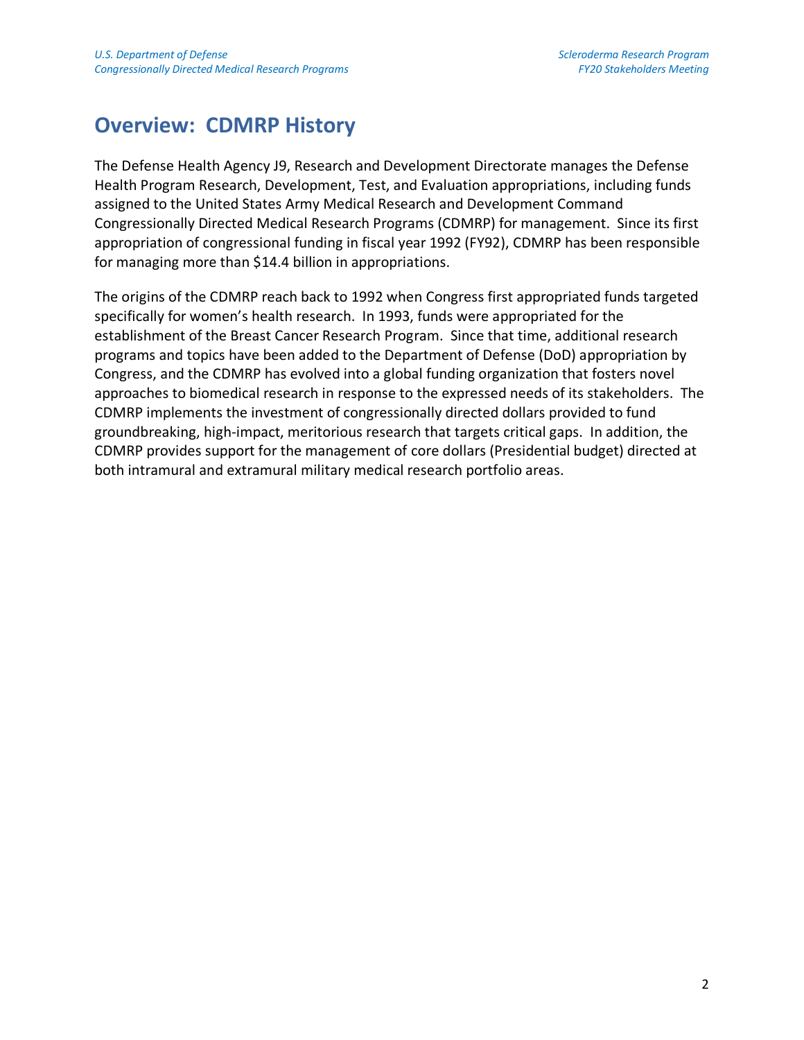# Overview: CDMRP History

The Defense Health Agency J9, Research and Development Directorate manages the Defense Health Program Research, Development, Test, and Evaluation appropriations, including funds assigned to the United States Army Medical Research and Development Command Congressionally Directed Medical Research Programs (CDMRP) for management. Since its first appropriation of congressional funding in fiscal year 1992 (FY92), CDMRP has been responsible for managing more than $14.4 billion in appropriations.

The origins of the CDMRP reach back to 1992 when Congress first appropriated funds targeted specifically for women's health research. In 1993, funds were appropriated for the establishment of the Breast Cancer Research Program. Since that time, additional research programs and topics have been added to the Department of Defense (DoD) appropriation by Congress, and the CDMRP has evolved into a global funding organization that fosters novel approaches to biomedical research in response to the expressed needs of its stakeholders. The CDMRP implements the investment of congressionally directed dollars provided to fund groundbreaking, high-impact, meritorious research that targets critical gaps. In addition, the CDMRP provides support for the management of core dollars (Presidential budget) directed at both intramural and extramural military medical research portfolio areas.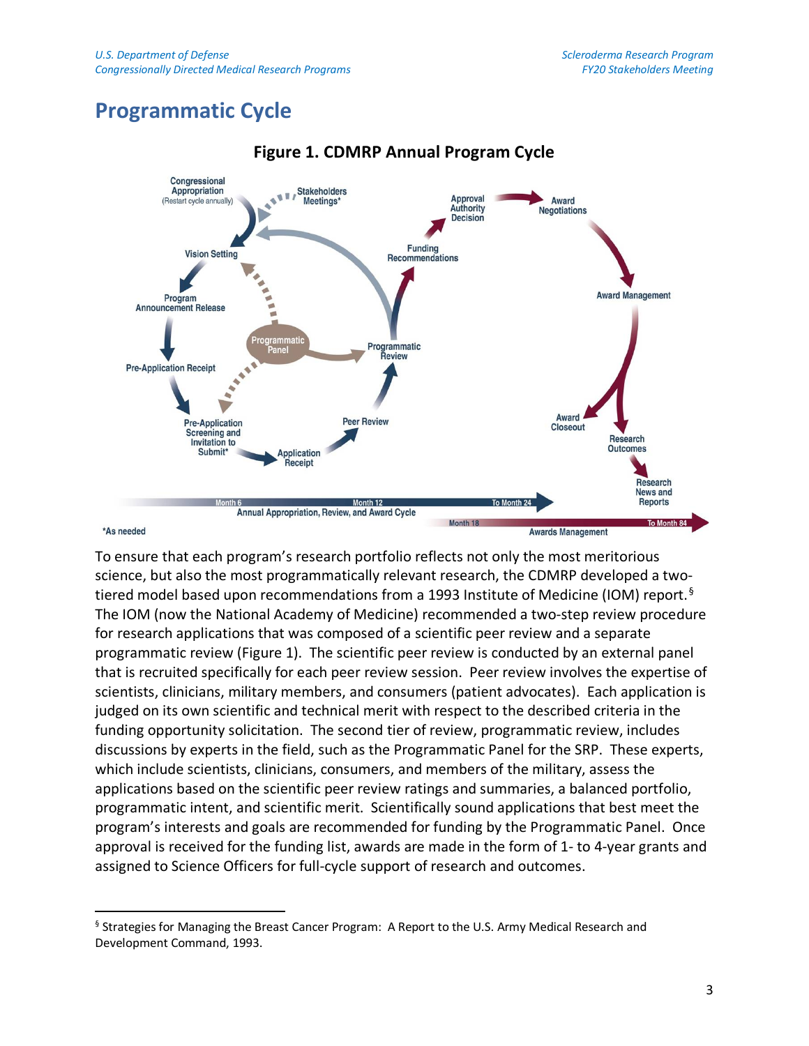# Programmatic Cycle

**Figure 1. CDMRP Annual Program Cycle**

*As needed

To ensure that each program's research portfolio reflects not only the most meritorious science, but also the most programmatically relevant research, the CDMRP developed a two-tiered model based upon recommendations from a 1993 Institute of Medicine (IOM) report.[§] The IOM (now the National Academy of Medicine) recommended a two-step review procedure for research applications that was composed of a scientific peer review and a separate programmatic review (Figure 1). The scientific peer review is conducted by an external panel that is recruited specifically for each peer review session. Peer review involves the expertise of scientists, clinicians, military members, and consumers (patient advocates). Each application is judged on its own scientific and technical merit with respect to the described criteria in the funding opportunity solicitation. The second tier of review, programmatic review, includes discussions by experts in the field, such as the Programmatic Panel for the SRP. These experts, which include scientists, clinicians, consumers, and members of the military, assess the applications based on the scientific peer review ratings and summaries, a balanced portfolio, programmatic intent, and scientific merit. Scientifically sound applications that best meet the program's interests and goals are recommended for funding by the Programmatic Panel. Once approval is received for the funding list, awards are made in the form of 1- to 4-year grants and assigned to Science Officers for full-cycle support of research and outcomes.

---

[§] Strategies for Managing the Breast Cancer Program: A Report to the U.S. Army Medical Research and Development Command, 1993.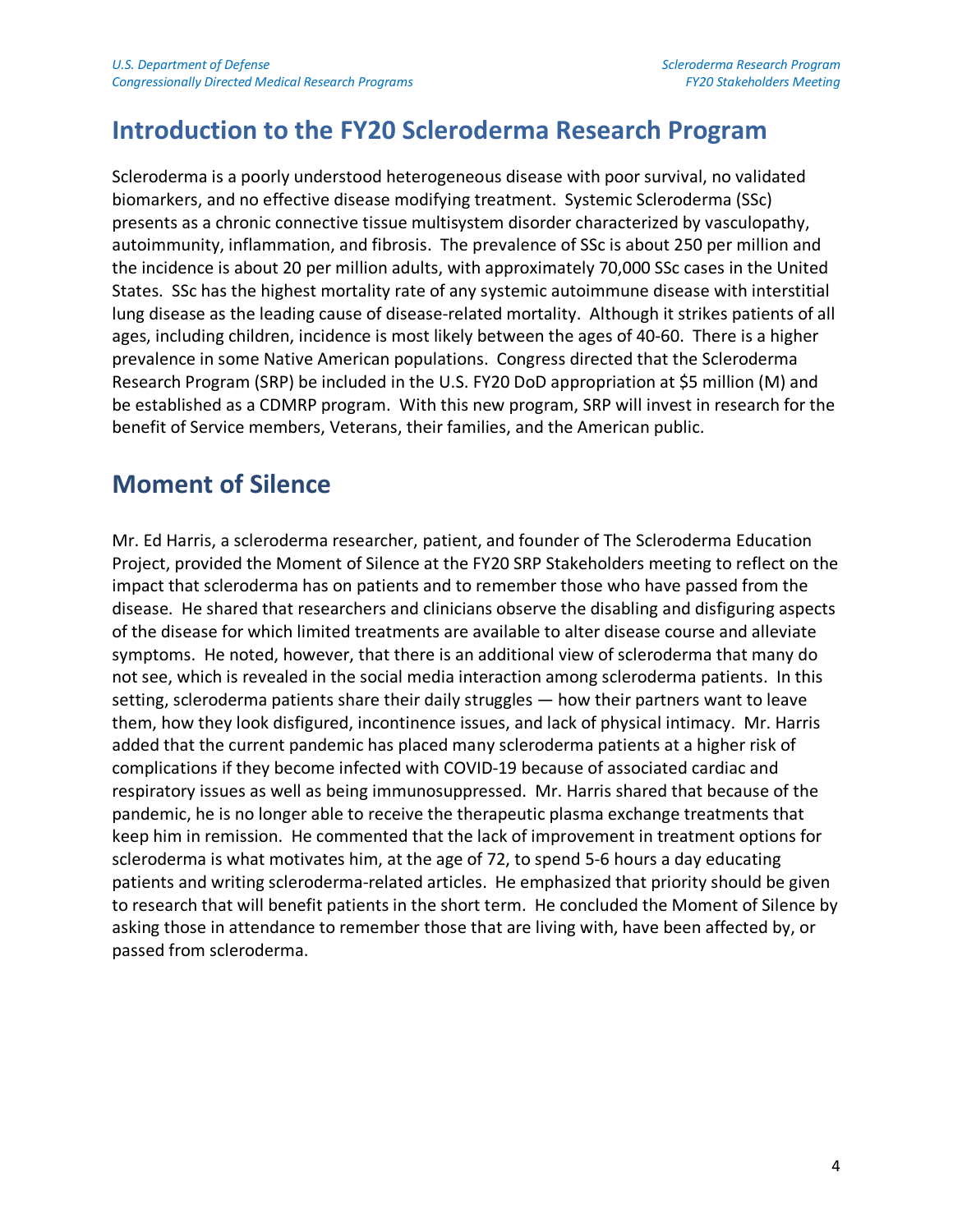## Introduction to the FY20 Scleroderma Research Program

Scleroderma is a poorly understood heterogeneous disease with poor survival, no validated biomarkers, and no effective disease modifying treatment. Systemic Scleroderma (SSc) presents as a chronic connective tissue multisystem disorder characterized by vasculopathy, autoimmunity, inflammation, and fibrosis. The prevalence of SSc is about 250 per million and the incidence is about 20 per million adults, with approximately 70,000 SSc cases in the United States. SSc has the highest mortality rate of any systemic autoimmune disease with interstitial lung disease as the leading cause of disease-related mortality. Although it strikes patients of all ages, including children, incidence is most likely between the ages of 40-60. There is a higher prevalence in some Native American populations. Congress directed that the Scleroderma Research Program (SRP) be included in the U.S. FY20 DoD appropriation at $5 million (M) and be established as a CDMRP program. With this new program, SRP will invest in research for the benefit of Service members, Veterans, their families, and the American public.

## Moment of Silence

Mr. Ed Harris, a scleroderma researcher, patient, and founder of The Scleroderma Education Project, provided the Moment of Silence at the FY20 SRP Stakeholders meeting to reflect on the impact that scleroderma has on patients and to remember those who have passed from the disease. He shared that researchers and clinicians observe the disabling and disfiguring aspects of the disease for which limited treatments are available to alter disease course and alleviate symptoms. He noted, however, that there is an additional view of scleroderma that many do not see, which is revealed in the social media interaction among scleroderma patients. In this setting, scleroderma patients share their daily struggles — how their partners want to leave them, how they look disfigured, incontinence issues, and lack of physical intimacy. Mr. Harris added that the current pandemic has placed many scleroderma patients at a higher risk of complications if they become infected with COVID-19 because of associated cardiac and respiratory issues as well as being immunosuppressed. Mr. Harris shared that because of the pandemic, he is no longer able to receive the therapeutic plasma exchange treatments that keep him in remission. He commented that the lack of improvement in treatment options for scleroderma is what motivates him, at the age of 72, to spend 5-6 hours a day educating patients and writing scleroderma-related articles. He emphasized that priority should be given to research that will benefit patients in the short term. He concluded the Moment of Silence by asking those in attendance to remember those that are living with, have been affected by, or passed from scleroderma.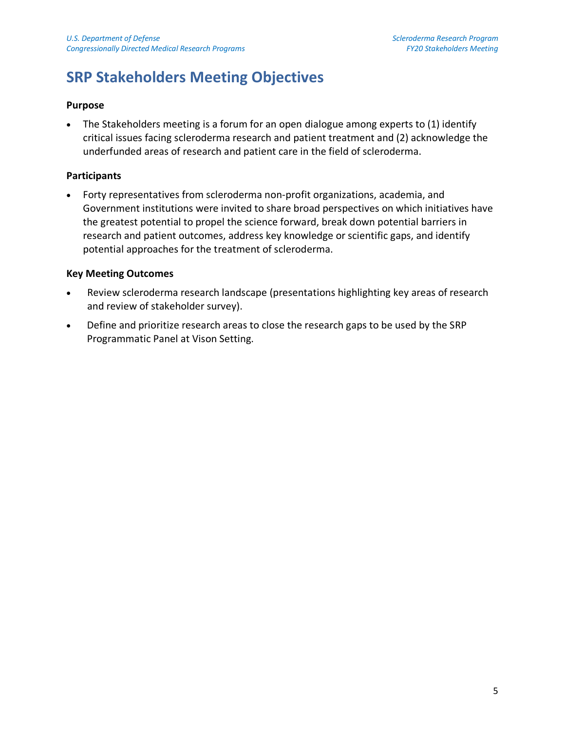# SRP Stakeholders Meeting Objectives

**Purpose**

- The Stakeholders meeting is a forum for an open dialogue among experts to (1) identify critical issues facing scleroderma research and patient treatment and (2) acknowledge the underfunded areas of research and patient care in the field of scleroderma.

**Participants**

- Forty representatives from scleroderma non-profit organizations, academia, and Government institutions were invited to share broad perspectives on which initiatives have the greatest potential to propel the science forward, break down potential barriers in research and patient outcomes, address key knowledge or scientific gaps, and identify potential approaches for the treatment of scleroderma.

**Key Meeting Outcomes**

- Review scleroderma research landscape (presentations highlighting key areas of research and review of stakeholder survey).
- Define and prioritize research areas to close the research gaps to be used by the SRP Programmatic Panel at Vison Setting.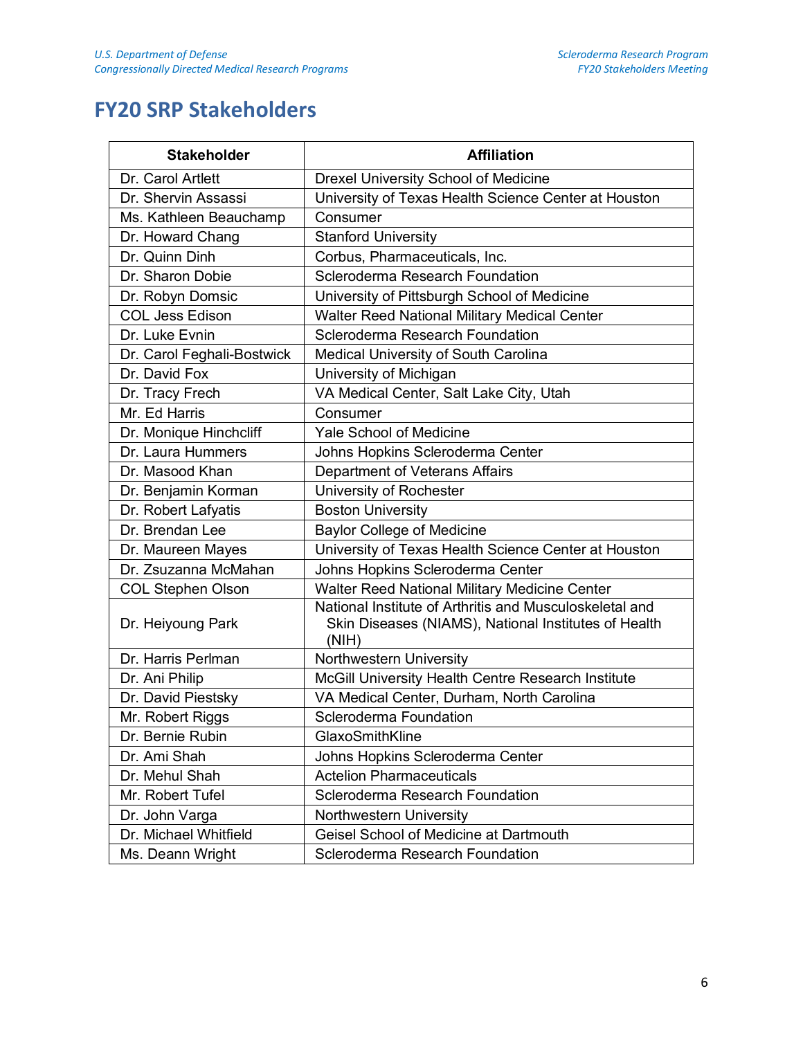# FY20 SRP Stakeholders

| Stakeholder | Affiliation |
|---|---|
| Dr. Carol Artlett | Drexel University School of Medicine |
| Dr. Shervin Assassi | University of Texas Health Science Center at Houston |
| Ms. Kathleen Beauchamp | Consumer |
| Dr. Howard Chang | Stanford University |
| Dr. Quinn Dinh | Corbus, Pharmaceuticals, Inc. |
| Dr. Sharon Dobie | Scleroderma Research Foundation |
| Dr. Robyn Domsic | University of Pittsburgh School of Medicine |
| COL Jess Edison | Walter Reed National Military Medical Center |
| Dr. Luke Evnin | Scleroderma Research Foundation |
| Dr. Carol Feghali-Bostwick | Medical University of South Carolina |
| Dr. David Fox | University of Michigan |
| Dr. Tracy Frech | VA Medical Center, Salt Lake City, Utah |
| Mr. Ed Harris | Consumer |
| Dr. Monique Hinchcliff | Yale School of Medicine |
| Dr. Laura Hummers | Johns Hopkins Scleroderma Center |
| Dr. Masood Khan | Department of Veterans Affairs |
| Dr. Benjamin Korman | University of Rochester |
| Dr. Robert Lafyatis | Boston University |
| Dr. Brendan Lee | Baylor College of Medicine |
| Dr. Maureen Mayes | University of Texas Health Science Center at Houston |
| Dr. Zsuzanna McMahan | Johns Hopkins Scleroderma Center |
| COL Stephen Olson | Walter Reed National Military Medicine Center |
| Dr. Heiyoung Park | National Institute of Arthritis and Musculoskeletal and Skin Diseases (NIAMS), National Institutes of Health (NIH) |
| Dr. Harris Perlman | Northwestern University |
| Dr. Ani Philip | McGill University Health Centre Research Institute |
| Dr. David Piestsky | VA Medical Center, Durham, North Carolina |
| Mr. Robert Riggs | Scleroderma Foundation |
| Dr. Bernie Rubin | GlaxoSmithKline |
| Dr. Ami Shah | Johns Hopkins Scleroderma Center |
| Dr. Mehul Shah | Actelion Pharmaceuticals |
| Mr. Robert Tufel | Scleroderma Research Foundation |
| Dr. John Varga | Northwestern University |
| Dr. Michael Whitfield | Geisel School of Medicine at Dartmouth |
| Ms. Deann Wright | Scleroderma Research Foundation |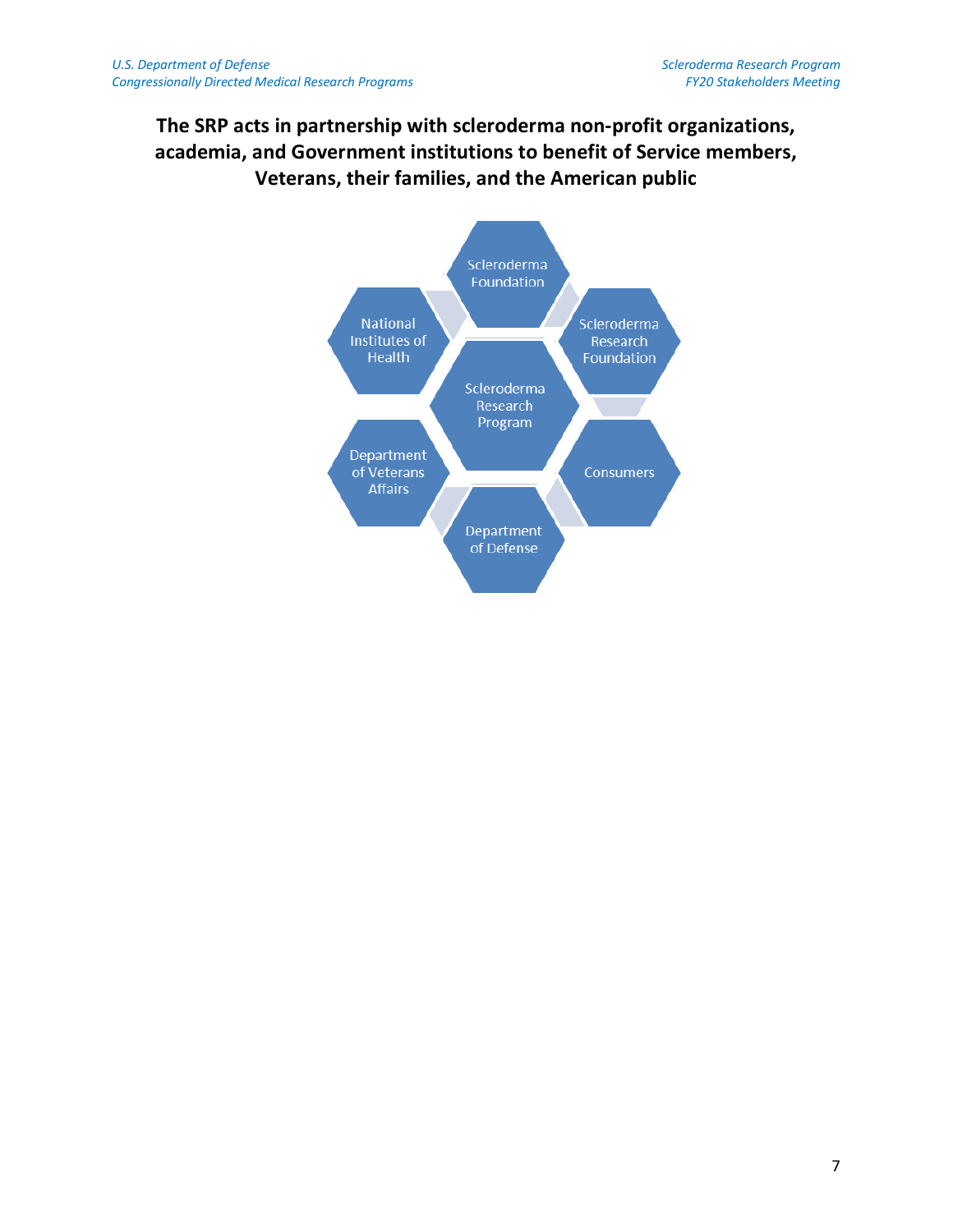**The SRP acts in partnership with scleroderma non-profit organizations, academia, and Government institutions to benefit of Service members, Veterans, their families, and the American public**

Scleroderma Foundation

National Institutes of Health

Scleroderma Research Foundation

Scleroderma Research Program

Department of Veterans Affairs

Consumers

Department of Defense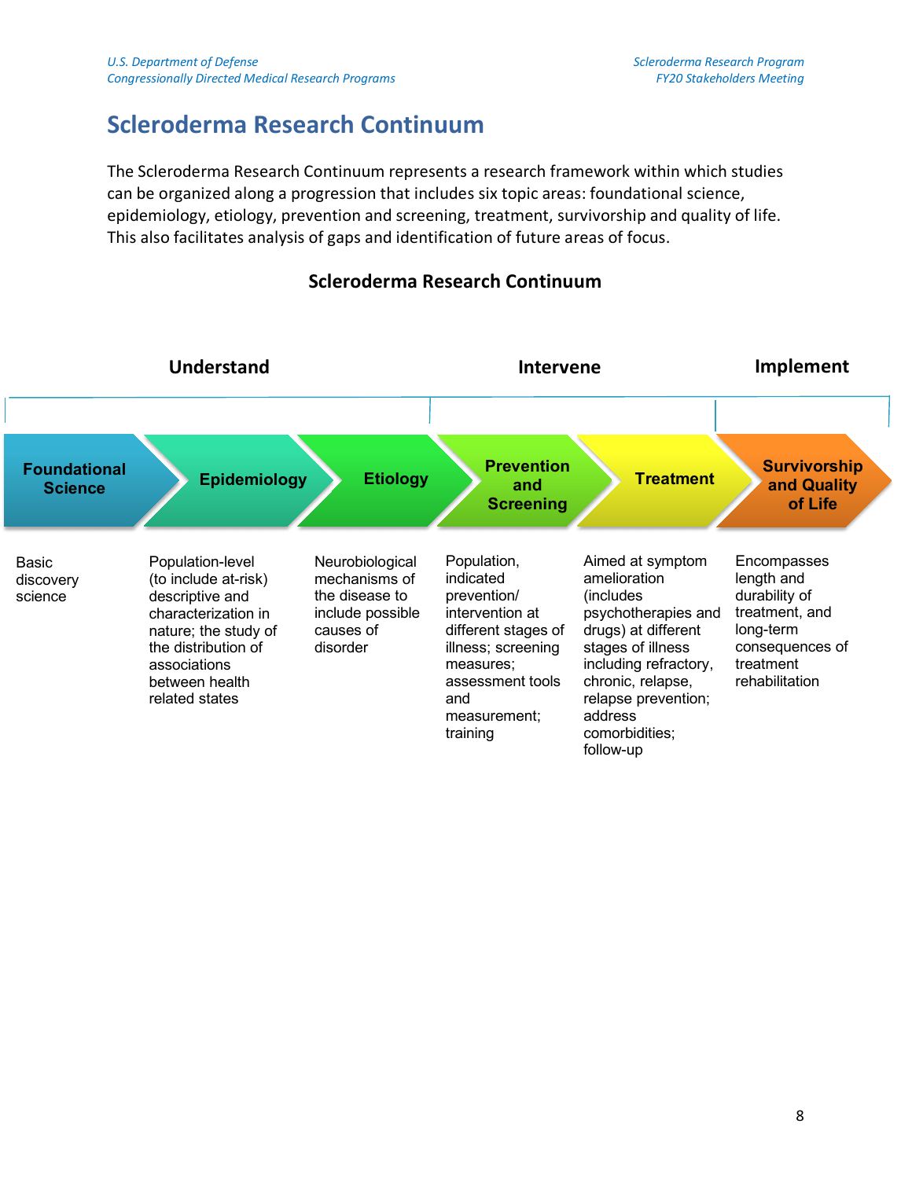# Scleroderma Research Continuum

The Scleroderma Research Continuum represents a research framework within which studies can be organized along a progression that includes six topic areas: foundational science, epidemiology, etiology, prevention and screening, treatment, survivorship and quality of life. This also facilitates analysis of gaps and identification of future areas of focus.

**Scleroderma Research Continuum**

| Understand | | | Intervene | | Implement |
|---|---|---|---|---|---|
| **Foundational Science** | **Epidemiology** | **Etiology** | **Prevention and Screening** | **Treatment** | **Survivorship and Quality of Life** |
| Basic discovery science | Population-level (to include at-risk) descriptive and characterization in nature; the study of the distribution of associations between health related states | Neurobiological mechanisms of the disease to include possible causes of disorder | Population, indicated prevention/ intervention at different stages of illness; screening measures; assessment tools and measurement; training | Aimed at symptom amelioration (includes psychotherapies and drugs) at different stages of illness including refractory, chronic, relapse, relapse prevention; address comorbidities; follow-up | Encompasses length and durability of treatment, and long-term consequences of treatment rehabilitation |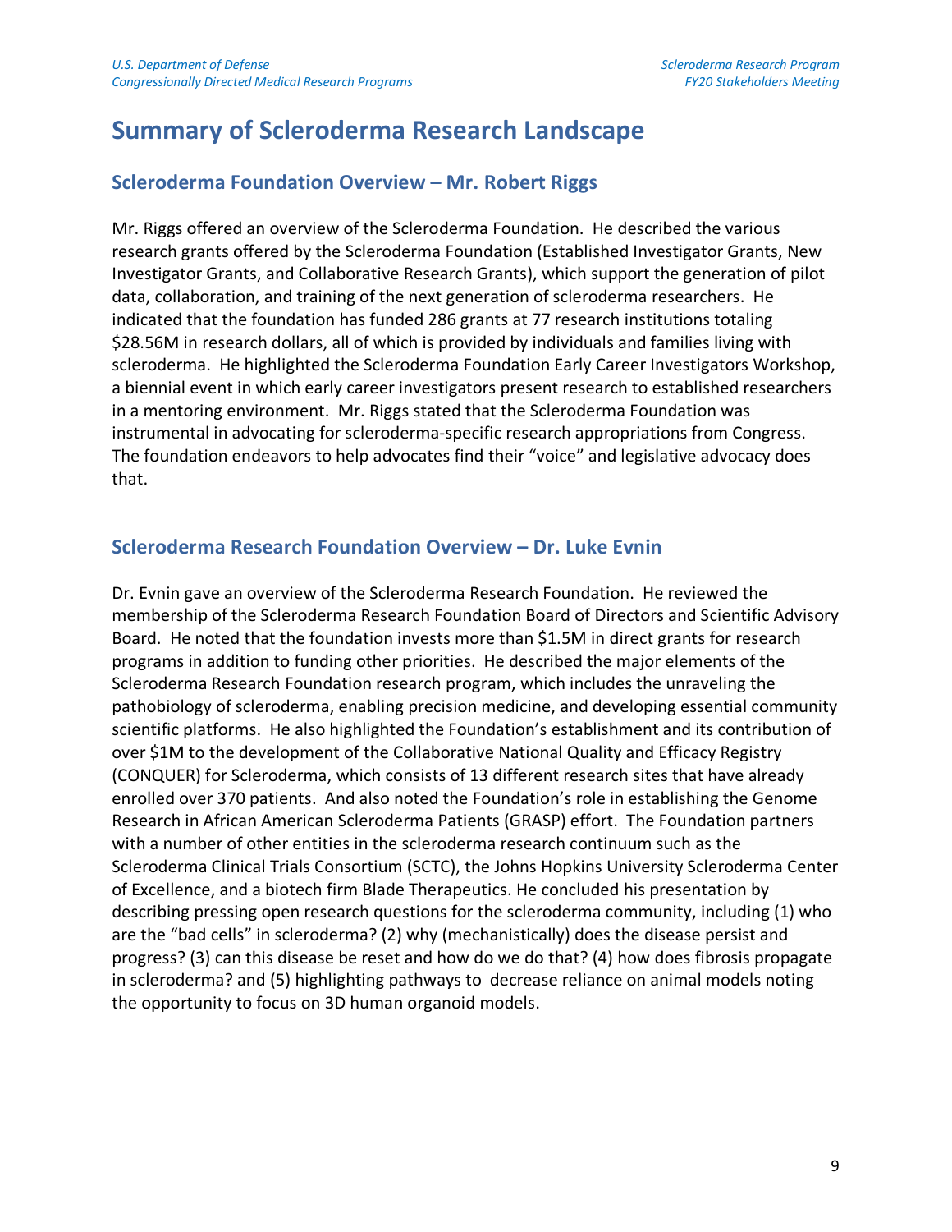# Summary of Scleroderma Research Landscape

## Scleroderma Foundation Overview – Mr. Robert Riggs

Mr. Riggs offered an overview of the Scleroderma Foundation. He described the various research grants offered by the Scleroderma Foundation (Established Investigator Grants, New Investigator Grants, and Collaborative Research Grants), which support the generation of pilot data, collaboration, and training of the next generation of scleroderma researchers. He indicated that the foundation has funded 286 grants at 77 research institutions totaling $28.56M in research dollars, all of which is provided by individuals and families living with scleroderma. He highlighted the Scleroderma Foundation Early Career Investigators Workshop, a biennial event in which early career investigators present research to established researchers in a mentoring environment. Mr. Riggs stated that the Scleroderma Foundation was instrumental in advocating for scleroderma-specific research appropriations from Congress. The foundation endeavors to help advocates find their "voice" and legislative advocacy does that.

## Scleroderma Research Foundation Overview – Dr. Luke Evnin

Dr. Evnin gave an overview of the Scleroderma Research Foundation. He reviewed the membership of the Scleroderma Research Foundation Board of Directors and Scientific Advisory Board. He noted that the foundation invests more than $1.5M in direct grants for research programs in addition to funding other priorities. He described the major elements of the Scleroderma Research Foundation research program, which includes the unraveling the pathobiology of scleroderma, enabling precision medicine, and developing essential community scientific platforms. He also highlighted the Foundation's establishment and its contribution of over $1M to the development of the Collaborative National Quality and Efficacy Registry (CONQUER) for Scleroderma, which consists of 13 different research sites that have already enrolled over 370 patients. And also noted the Foundation's role in establishing the Genome Research in African American Scleroderma Patients (GRASP) effort. The Foundation partners with a number of other entities in the scleroderma research continuum such as the Scleroderma Clinical Trials Consortium (SCTC), the Johns Hopkins University Scleroderma Center of Excellence, and a biotech firm Blade Therapeutics. He concluded his presentation by describing pressing open research questions for the scleroderma community, including (1) who are the "bad cells" in scleroderma? (2) why (mechanistically) does the disease persist and progress? (3) can this disease be reset and how do we do that? (4) how does fibrosis propagate in scleroderma? and (5) highlighting pathways to decrease reliance on animal models noting the opportunity to focus on 3D human organoid models.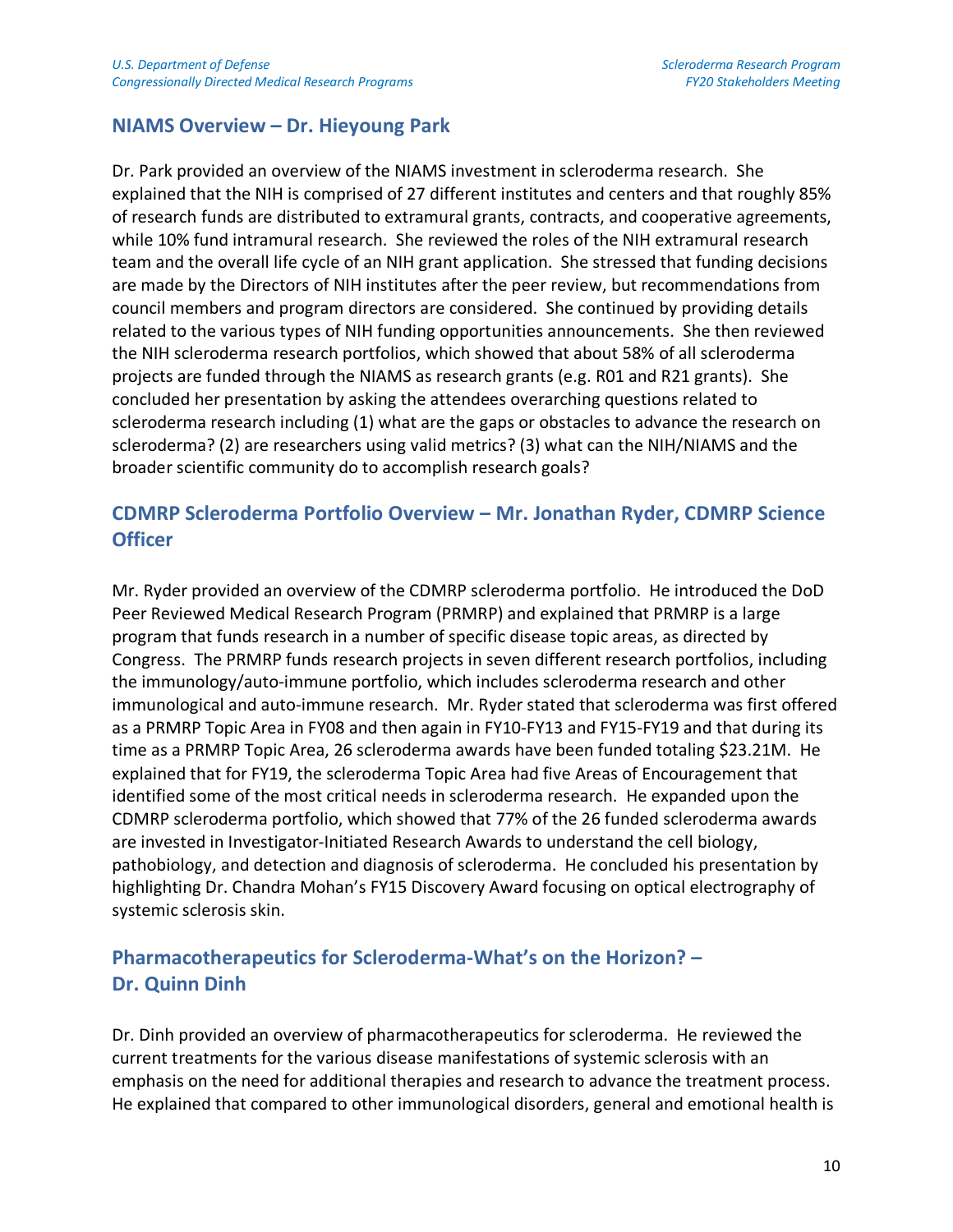## NIAMS Overview – Dr. Hieyoung Park

Dr. Park provided an overview of the NIAMS investment in scleroderma research. She explained that the NIH is comprised of 27 different institutes and centers and that roughly 85% of research funds are distributed to extramural grants, contracts, and cooperative agreements, while 10% fund intramural research. She reviewed the roles of the NIH extramural research team and the overall life cycle of an NIH grant application. She stressed that funding decisions are made by the Directors of NIH institutes after the peer review, but recommendations from council members and program directors are considered. She continued by providing details related to the various types of NIH funding opportunities announcements. She then reviewed the NIH scleroderma research portfolios, which showed that about 58% of all scleroderma projects are funded through the NIAMS as research grants (e.g. R01 and R21 grants). She concluded her presentation by asking the attendees overarching questions related to scleroderma research including (1) what are the gaps or obstacles to advance the research on scleroderma? (2) are researchers using valid metrics? (3) what can the NIH/NIAMS and the broader scientific community do to accomplish research goals?

## CDMRP Scleroderma Portfolio Overview – Mr. Jonathan Ryder, CDMRP Science Officer

Mr. Ryder provided an overview of the CDMRP scleroderma portfolio. He introduced the DoD Peer Reviewed Medical Research Program (PRMRP) and explained that PRMRP is a large program that funds research in a number of specific disease topic areas, as directed by Congress. The PRMRP funds research projects in seven different research portfolios, including the immunology/auto-immune portfolio, which includes scleroderma research and other immunological and auto-immune research. Mr. Ryder stated that scleroderma was first offered as a PRMRP Topic Area in FY08 and then again in FY10-FY13 and FY15-FY19 and that during its time as a PRMRP Topic Area, 26 scleroderma awards have been funded totaling $23.21M. He explained that for FY19, the scleroderma Topic Area had five Areas of Encouragement that identified some of the most critical needs in scleroderma research. He expanded upon the CDMRP scleroderma portfolio, which showed that 77% of the 26 funded scleroderma awards are invested in Investigator-Initiated Research Awards to understand the cell biology, pathobiology, and detection and diagnosis of scleroderma. He concluded his presentation by highlighting Dr. Chandra Mohan's FY15 Discovery Award focusing on optical electrography of systemic sclerosis skin.

## Pharmacotherapeutics for Scleroderma-What's on the Horizon? – Dr. Quinn Dinh

Dr. Dinh provided an overview of pharmacotherapeutics for scleroderma. He reviewed the current treatments for the various disease manifestations of systemic sclerosis with an emphasis on the need for additional therapies and research to advance the treatment process. He explained that compared to other immunological disorders, general and emotional health is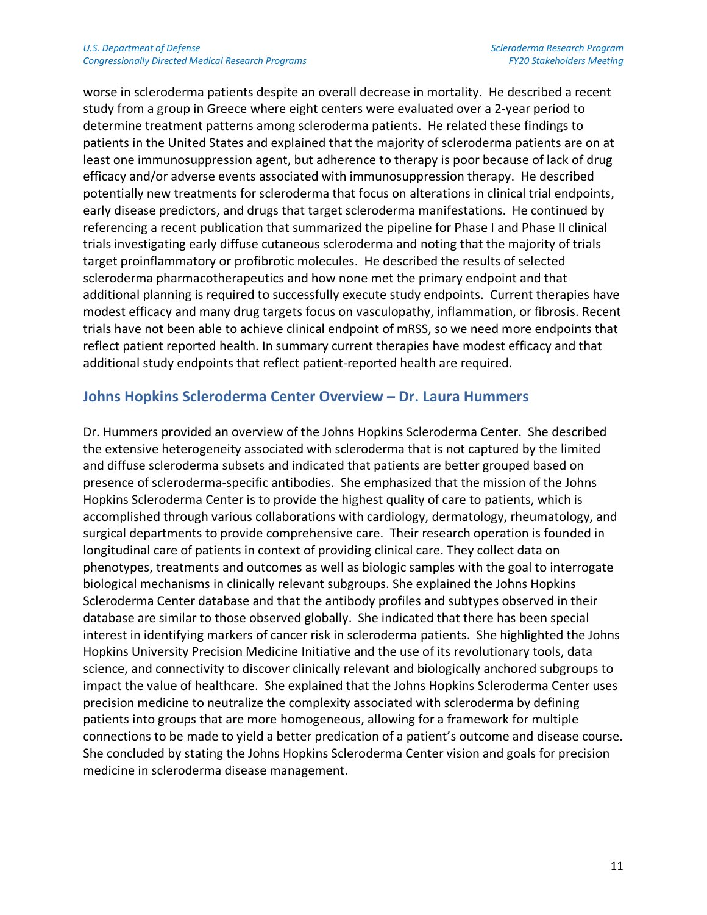worse in scleroderma patients despite an overall decrease in mortality. He described a recent study from a group in Greece where eight centers were evaluated over a 2-year period to determine treatment patterns among scleroderma patients. He related these findings to patients in the United States and explained that the majority of scleroderma patients are on at least one immunosuppression agent, but adherence to therapy is poor because of lack of drug efficacy and/or adverse events associated with immunosuppression therapy. He described potentially new treatments for scleroderma that focus on alterations in clinical trial endpoints, early disease predictors, and drugs that target scleroderma manifestations. He continued by referencing a recent publication that summarized the pipeline for Phase I and Phase II clinical trials investigating early diffuse cutaneous scleroderma and noting that the majority of trials target proinflammatory or profibrotic molecules. He described the results of selected scleroderma pharmacotherapeutics and how none met the primary endpoint and that additional planning is required to successfully execute study endpoints. Current therapies have modest efficacy and many drug targets focus on vasculopathy, inflammation, or fibrosis. Recent trials have not been able to achieve clinical endpoint of mRSS, so we need more endpoints that reflect patient reported health. In summary current therapies have modest efficacy and that additional study endpoints that reflect patient-reported health are required.

## Johns Hopkins Scleroderma Center Overview – Dr. Laura Hummers

Dr. Hummers provided an overview of the Johns Hopkins Scleroderma Center. She described the extensive heterogeneity associated with scleroderma that is not captured by the limited and diffuse scleroderma subsets and indicated that patients are better grouped based on presence of scleroderma-specific antibodies. She emphasized that the mission of the Johns Hopkins Scleroderma Center is to provide the highest quality of care to patients, which is accomplished through various collaborations with cardiology, dermatology, rheumatology, and surgical departments to provide comprehensive care. Their research operation is founded in longitudinal care of patients in context of providing clinical care. They collect data on phenotypes, treatments and outcomes as well as biologic samples with the goal to interrogate biological mechanisms in clinically relevant subgroups. She explained the Johns Hopkins Scleroderma Center database and that the antibody profiles and subtypes observed in their database are similar to those observed globally. She indicated that there has been special interest in identifying markers of cancer risk in scleroderma patients. She highlighted the Johns Hopkins University Precision Medicine Initiative and the use of its revolutionary tools, data science, and connectivity to discover clinically relevant and biologically anchored subgroups to impact the value of healthcare. She explained that the Johns Hopkins Scleroderma Center uses precision medicine to neutralize the complexity associated with scleroderma by defining patients into groups that are more homogeneous, allowing for a framework for multiple connections to be made to yield a better predication of a patient's outcome and disease course. She concluded by stating the Johns Hopkins Scleroderma Center vision and goals for precision medicine in scleroderma disease management.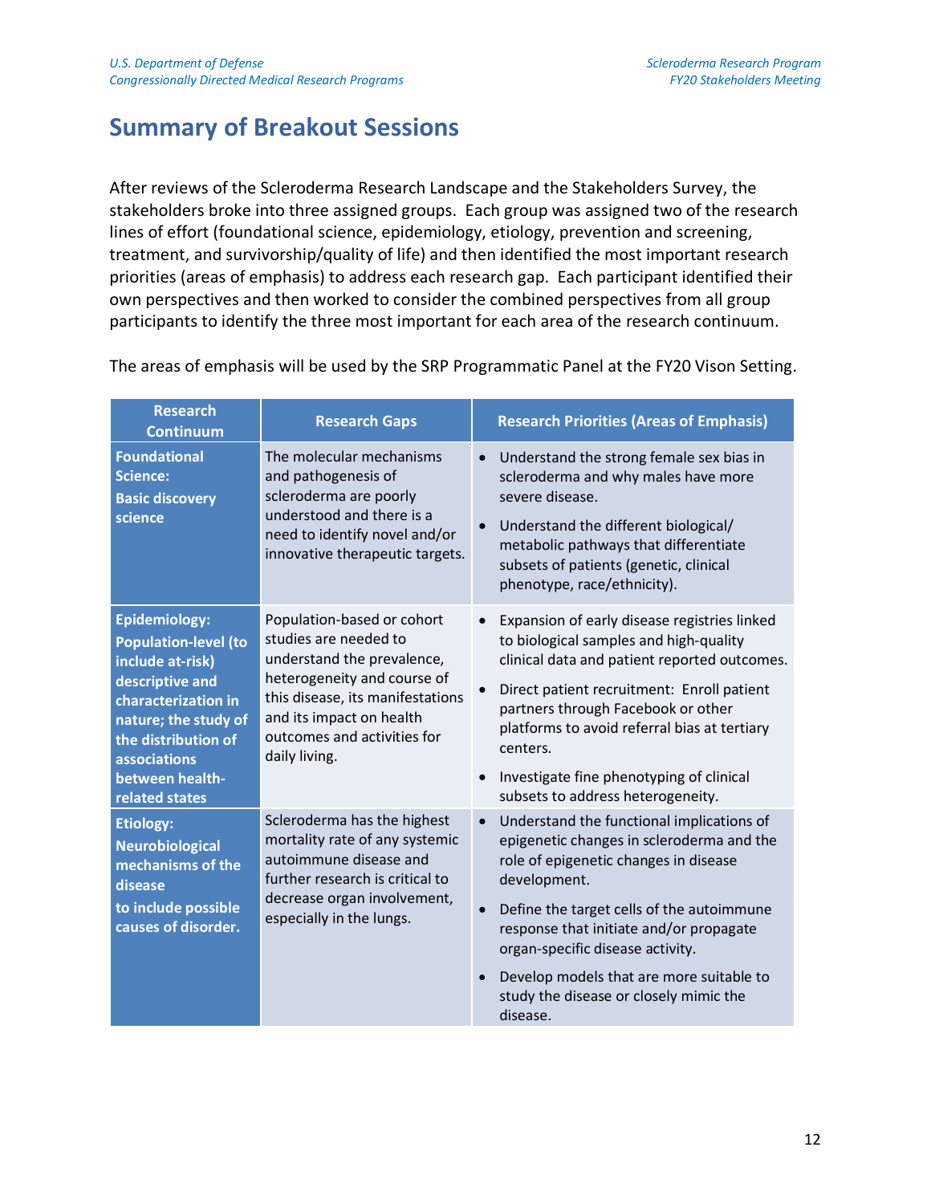# Summary of Breakout Sessions

After reviews of the Scleroderma Research Landscape and the Stakeholders Survey, the stakeholders broke into three assigned groups. Each group was assigned two of the research lines of effort (foundational science, epidemiology, etiology, prevention and screening, treatment, and survivorship/quality of life) and then identified the most important research priorities (areas of emphasis) to address each research gap. Each participant identified their own perspectives and then worked to consider the combined perspectives from all group participants to identify the three most important for each area of the research continuum.

The areas of emphasis will be used by the SRP Programmatic Panel at the FY20 Vison Setting.

| Research Continuum | Research Gaps | Research Priorities (Areas of Emphasis) |
|---|---|---|
| **Foundational Science: Basic discovery science** | The molecular mechanisms and pathogenesis of scleroderma are poorly understood and there is a need to identify novel and/or innovative therapeutic targets. | • Understand the strong female sex bias in scleroderma and why males have more severe disease.<br>• Understand the different biological/ metabolic pathways that differentiate subsets of patients (genetic, clinical phenotype, race/ethnicity). |
| **Epidemiology: Population-level (to include at-risk) descriptive and characterization in nature; the study of the distribution of associations between health-related states** | Population-based or cohort studies are needed to understand the prevalence, heterogeneity and course of this disease, its manifestations and its impact on health outcomes and activities for daily living. | • Expansion of early disease registries linked to biological samples and high-quality clinical data and patient reported outcomes.<br>• Direct patient recruitment: Enroll patient partners through Facebook or other platforms to avoid referral bias at tertiary centers.<br>• Investigate fine phenotyping of clinical subsets to address heterogeneity. |
| **Etiology: Neurobiological mechanisms of the disease to include possible causes of disorder.** | Scleroderma has the highest mortality rate of any systemic autoimmune disease and further research is critical to decrease organ involvement, especially in the lungs. | • Understand the functional implications of epigenetic changes in scleroderma and the role of epigenetic changes in disease development.<br>• Define the target cells of the autoimmune response that initiate and/or propagate organ-specific disease activity.<br>• Develop models that are more suitable to study the disease or closely mimic the disease. |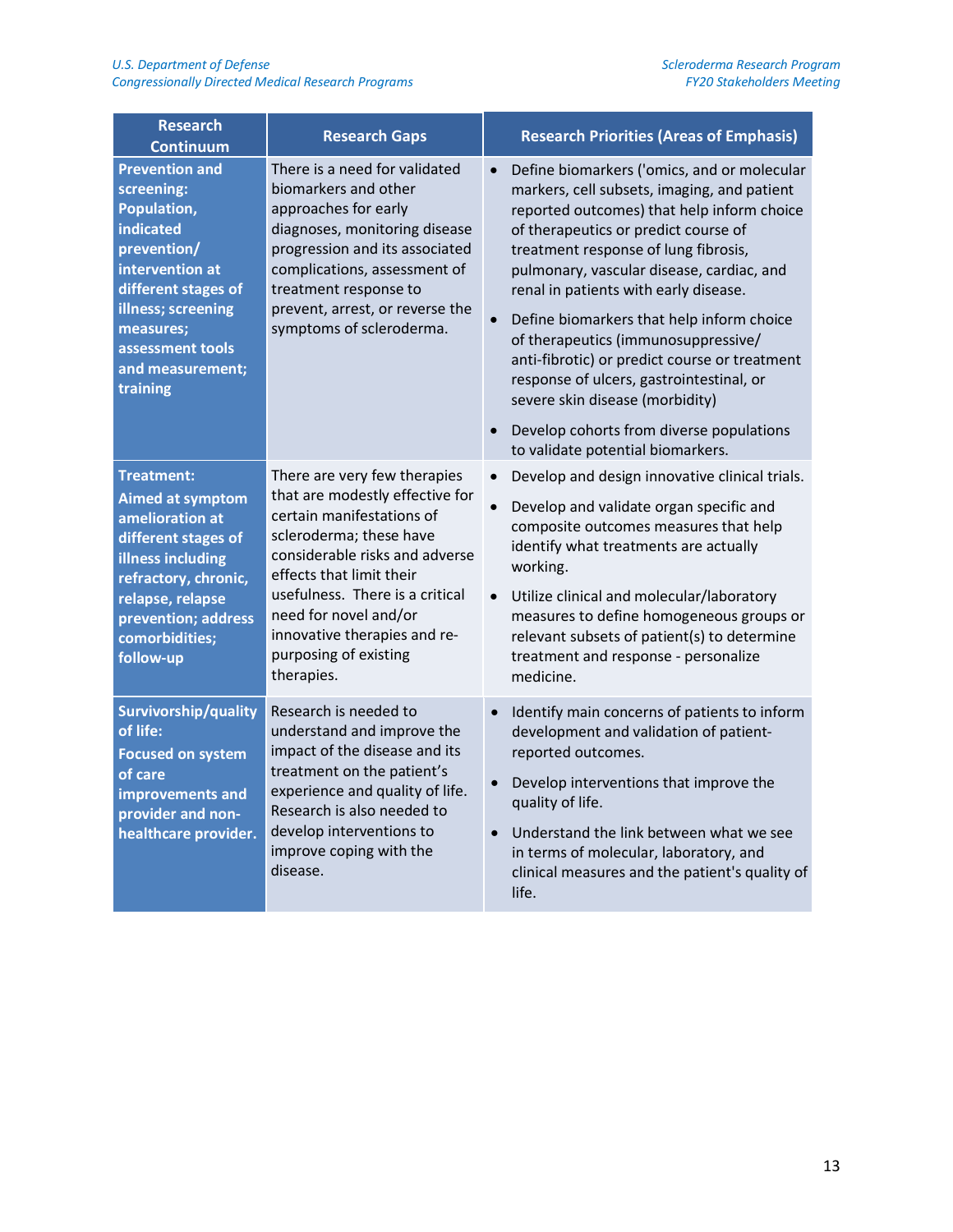| Research Continuum | Research Gaps | Research Priorities (Areas of Emphasis) |
|---|---|---|
| **Prevention and screening: Population, indicated prevention/ intervention at different stages of illness; screening measures; assessment tools and measurement; training** | There is a need for validated biomarkers and other approaches for early diagnoses, monitoring disease progression and its associated complications, assessment of treatment response to prevent, arrest, or reverse the symptoms of scleroderma. | • Define biomarkers ('omics, and or molecular markers, cell subsets, imaging, and patient reported outcomes) that help inform choice of therapeutics or predict course of treatment response of lung fibrosis, pulmonary, vascular disease, cardiac, and renal in patients with early disease.<br>• Define biomarkers that help inform choice of therapeutics (immunosuppressive/ anti-fibrotic) or predict course or treatment response of ulcers, gastrointestinal, or severe skin disease (morbidity)<br>• Develop cohorts from diverse populations to validate potential biomarkers. |
| **Treatment: Aimed at symptom amelioration at different stages of illness including refractory, chronic, relapse, relapse prevention; address comorbidities; follow-up** | There are very few therapies that are modestly effective for certain manifestations of scleroderma; these have considerable risks and adverse effects that limit their usefulness. There is a critical need for novel and/or innovative therapies and re-purposing of existing therapies. | • Develop and design innovative clinical trials.<br>• Develop and validate organ specific and composite outcomes measures that help identify what treatments are actually working.<br>• Utilize clinical and molecular/laboratory measures to define homogeneous groups or relevant subsets of patient(s) to determine treatment and response - personalize medicine. |
| **Survivorship/quality of life: Focused on system of care improvements and provider and non-healthcare provider.** | Research is needed to understand and improve the impact of the disease and its treatment on the patient's experience and quality of life. Research is also needed to develop interventions to improve coping with the disease. | • Identify main concerns of patients to inform development and validation of patient-reported outcomes.<br>• Develop interventions that improve the quality of life.<br>• Understand the link between what we see in terms of molecular, laboratory, and clinical measures and the patient's quality of life. |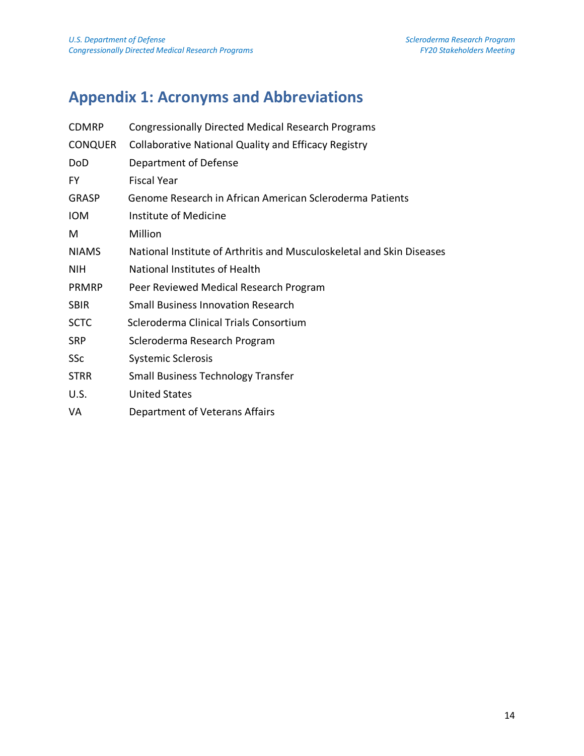# Appendix 1: Acronyms and Abbreviations

| | |
|---|---|
| CDMRP | Congressionally Directed Medical Research Programs |
| CONQUER | Collaborative National Quality and Efficacy Registry |
| DoD | Department of Defense |
| FY | Fiscal Year |
| GRASP | Genome Research in African American Scleroderma Patients |
| IOM | Institute of Medicine |
| M | Million |
| NIAMS | National Institute of Arthritis and Musculoskeletal and Skin Diseases |
| NIH | National Institutes of Health |
| PRMRP | Peer Reviewed Medical Research Program |
| SBIR | Small Business Innovation Research |
| SCTC | Scleroderma Clinical Trials Consortium |
| SRP | Scleroderma Research Program |
| SSc | Systemic Sclerosis |
| STRR | Small Business Technology Transfer |
| U.S. | United States |
| VA | Department of Veterans Affairs |